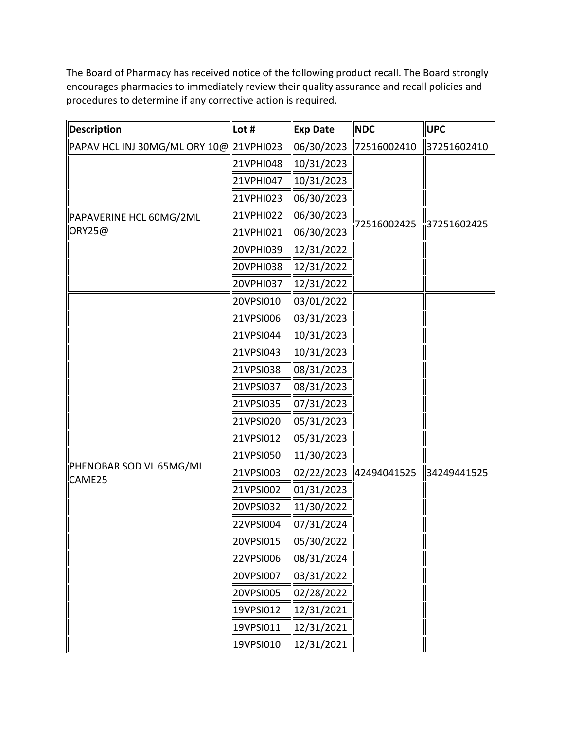The Board of Pharmacy has received notice of the following product recall. The Board strongly encourages pharmacies to immediately review their quality assurance and recall policies and procedures to determine if any corrective action is required.

| Description | Lot # | Exp Date | NDC | UPC |
|---|---|---|---|---|
| PAPAV HCL INJ 30MG/ML ORY 10@ | 21VPHI023 | 06/30/2023 | 72516002410 | 37251602410 |
| PAPAVERINE HCL 60MG/2ML ORY25@ | 21VPHI048 | 10/31/2023 | 72516002425 | 37251602425 |
| | 21VPHI047 | 10/31/2023 | | |
| | 21VPHI023 | 06/30/2023 | | |
| | 21VPHI022 | 06/30/2023 | | |
| | 21VPHI021 | 06/30/2023 | | |
| | 20VPHI039 | 12/31/2022 | | |
| | 20VPHI038 | 12/31/2022 | | |
| | 20VPHI037 | 12/31/2022 | | |
| PHENOBAR SOD VL 65MG/ML CAME25 | 20VPSI010 | 03/01/2022 | 42494041525 | 34249441525 |
| | 21VPSI006 | 03/31/2023 | | |
| | 21VPSI044 | 10/31/2023 | | |
| | 21VPSI043 | 10/31/2023 | | |
| | 21VPSI038 | 08/31/2023 | | |
| | 21VPSI037 | 08/31/2023 | | |
| | 21VPSI035 | 07/31/2023 | | |
| | 21VPSI020 | 05/31/2023 | | |
| | 21VPSI012 | 05/31/2023 | | |
| | 21VPSI050 | 11/30/2023 | | |
| | 21VPSI003 | 02/22/2023 | | |
| | 21VPSI002 | 01/31/2023 | | |
| | 20VPSI032 | 11/30/2022 | | |
| | 22VPSI004 | 07/31/2024 | | |
| | 20VPSI015 | 05/30/2022 | | |
| | 22VPSI006 | 08/31/2024 | | |
| | 20VPSI007 | 03/31/2022 | | |
| | 20VPSI005 | 02/28/2022 | | |
| | 19VPSI012 | 12/31/2021 | | |
| | 19VPSI011 | 12/31/2021 | | |
| | 19VPSI010 | 12/31/2021 | | |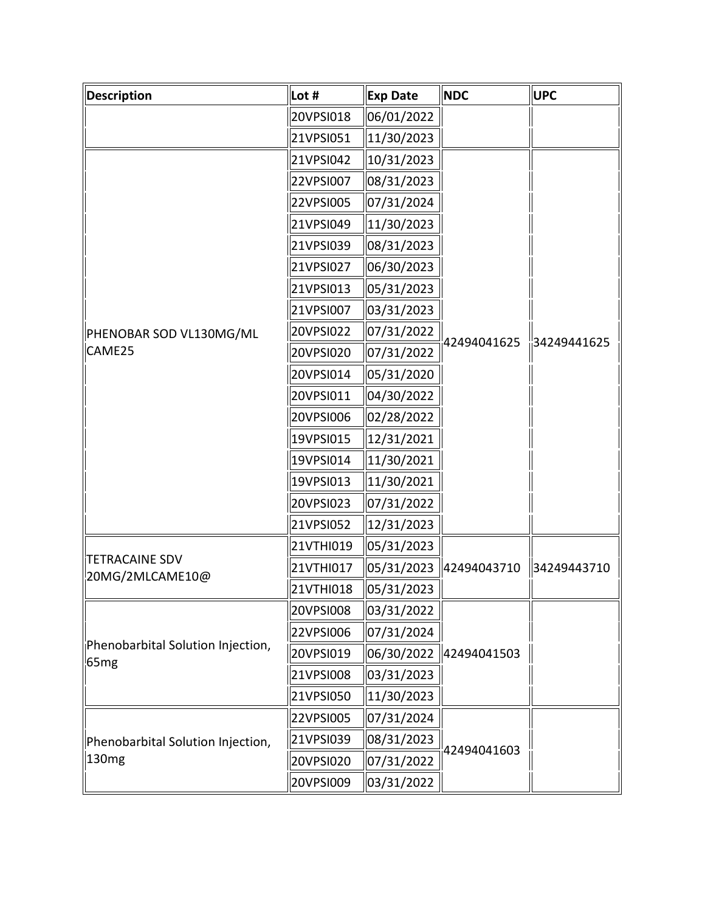| Description | Lot # | Exp Date | NDC | UPC |
|---|---|---|---|---|
| | 20VPSI018 | 06/01/2022 | | |
| | 21VPSI051 | 11/30/2023 | | |
| PHENOBAR SOD VL130MG/ML CAME25 | 21VPSI042 | 10/31/2023 | 42494041625 | 34249441625 |
| | 22VPSI007 | 08/31/2023 | | |
| | 22VPSI005 | 07/31/2024 | | |
| | 21VPSI049 | 11/30/2023 | | |
| | 21VPSI039 | 08/31/2023 | | |
| | 21VPSI027 | 06/30/2023 | | |
| | 21VPSI013 | 05/31/2023 | | |
| | 21VPSI007 | 03/31/2023 | | |
| | 20VPSI022 | 07/31/2022 | | |
| | 20VPSI020 | 07/31/2022 | | |
| | 20VPSI014 | 05/31/2020 | | |
| | 20VPSI011 | 04/30/2022 | | |
| | 20VPSI006 | 02/28/2022 | | |
| | 19VPSI015 | 12/31/2021 | | |
| | 19VPSI014 | 11/30/2021 | | |
| | 19VPSI013 | 11/30/2021 | | |
| | 20VPSI023 | 07/31/2022 | | |
| | 21VPSI052 | 12/31/2023 | | |
| TETRACAINE SDV 20MG/2MLCAME10@ | 21VTHI019 | 05/31/2023 | 42494043710 | 34249443710 |
| | 21VTHI017 | 05/31/2023 | | |
| | 21VTHI018 | 05/31/2023 | | |
| Phenobarbital Solution Injection, 65mg | 20VPSI008 | 03/31/2022 | 42494041503 | |
| | 22VPSI006 | 07/31/2024 | | |
| | 20VPSI019 | 06/30/2022 | | |
| | 21VPSI008 | 03/31/2023 | | |
| | 21VPSI050 | 11/30/2023 | | |
| Phenobarbital Solution Injection, 130mg | 22VPSI005 | 07/31/2024 | 42494041603 | |
| | 21VPSI039 | 08/31/2023 | | |
| | 20VPSI020 | 07/31/2022 | | |
| | 20VPSI009 | 03/31/2022 | | |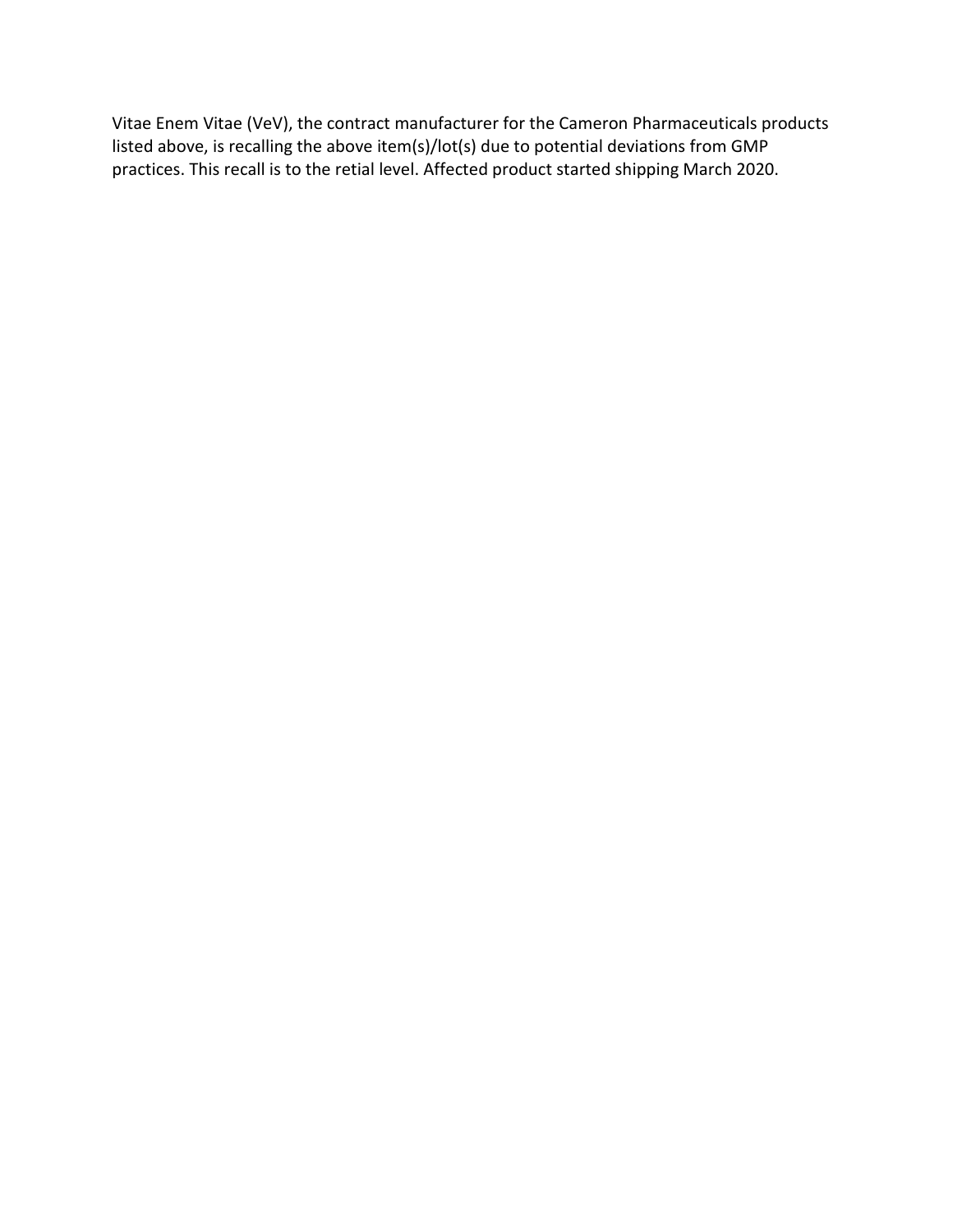Vitae Enem Vitae (VeV), the contract manufacturer for the Cameron Pharmaceuticals products listed above, is recalling the above item(s)/lot(s) due to potential deviations from GMP practices. This recall is to the retial level. Affected product started shipping March 2020.